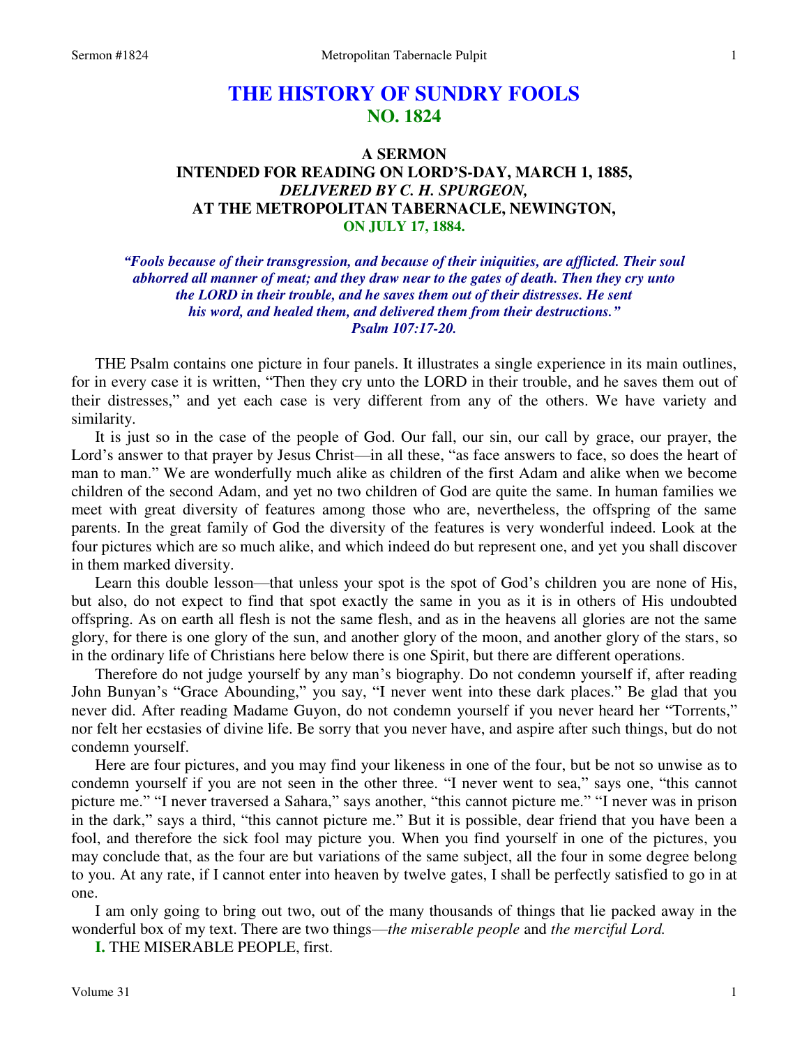# THE HISTORY OF SUNDRY FOOLS
## NO. 1824

### A SERMON
### INTENDED FOR READING ON LORD'S-DAY, MARCH 1, 1885,
### *DELIVERED BY C. H. SPURGEON,*
### AT THE METROPOLITAN TABERNACLE, NEWINGTON,
### ON JULY 17, 1884.

*"Fools because of their transgression, and because of their iniquities, are afflicted. Their soul abhorred all manner of meat; and they draw near to the gates of death. Then they cry unto the LORD in their trouble, and he saves them out of their distresses. He sent his word, and healed them, and delivered them from their destructions." Psalm 107:17-20.*

THE Psalm contains one picture in four panels. It illustrates a single experience in its main outlines, for in every case it is written, "Then they cry unto the LORD in their trouble, and he saves them out of their distresses," and yet each case is very different from any of the others. We have variety and similarity.

It is just so in the case of the people of God. Our fall, our sin, our call by grace, our prayer, the Lord's answer to that prayer by Jesus Christ—in all these, "as face answers to face, so does the heart of man to man." We are wonderfully much alike as children of the first Adam and alike when we become children of the second Adam, and yet no two children of God are quite the same. In human families we meet with great diversity of features among those who are, nevertheless, the offspring of the same parents. In the great family of God the diversity of the features is very wonderful indeed. Look at the four pictures which are so much alike, and which indeed do but represent one, and yet you shall discover in them marked diversity.

Learn this double lesson—that unless your spot is the spot of God's children you are none of His, but also, do not expect to find that spot exactly the same in you as it is in others of His undoubted offspring. As on earth all flesh is not the same flesh, and as in the heavens all glories are not the same glory, for there is one glory of the sun, and another glory of the moon, and another glory of the stars, so in the ordinary life of Christians here below there is one Spirit, but there are different operations.

Therefore do not judge yourself by any man's biography. Do not condemn yourself if, after reading John Bunyan's "Grace Abounding," you say, "I never went into these dark places." Be glad that you never did. After reading Madame Guyon, do not condemn yourself if you never heard her "Torrents," nor felt her ecstasies of divine life. Be sorry that you never have, and aspire after such things, but do not condemn yourself.

Here are four pictures, and you may find your likeness in one of the four, but be not so unwise as to condemn yourself if you are not seen in the other three. "I never went to sea," says one, "this cannot picture me." "I never traversed a Sahara," says another, "this cannot picture me." "I never was in prison in the dark," says a third, "this cannot picture me." But it is possible, dear friend that you have been a fool, and therefore the sick fool may picture you. When you find yourself in one of the pictures, you may conclude that, as the four are but variations of the same subject, all the four in some degree belong to you. At any rate, if I cannot enter into heaven by twelve gates, I shall be perfectly satisfied to go in at one.

I am only going to bring out two, out of the many thousands of things that lie packed away in the wonderful box of my text. There are two things—*the miserable people* and *the merciful Lord.*

**I.** THE MISERABLE PEOPLE, first.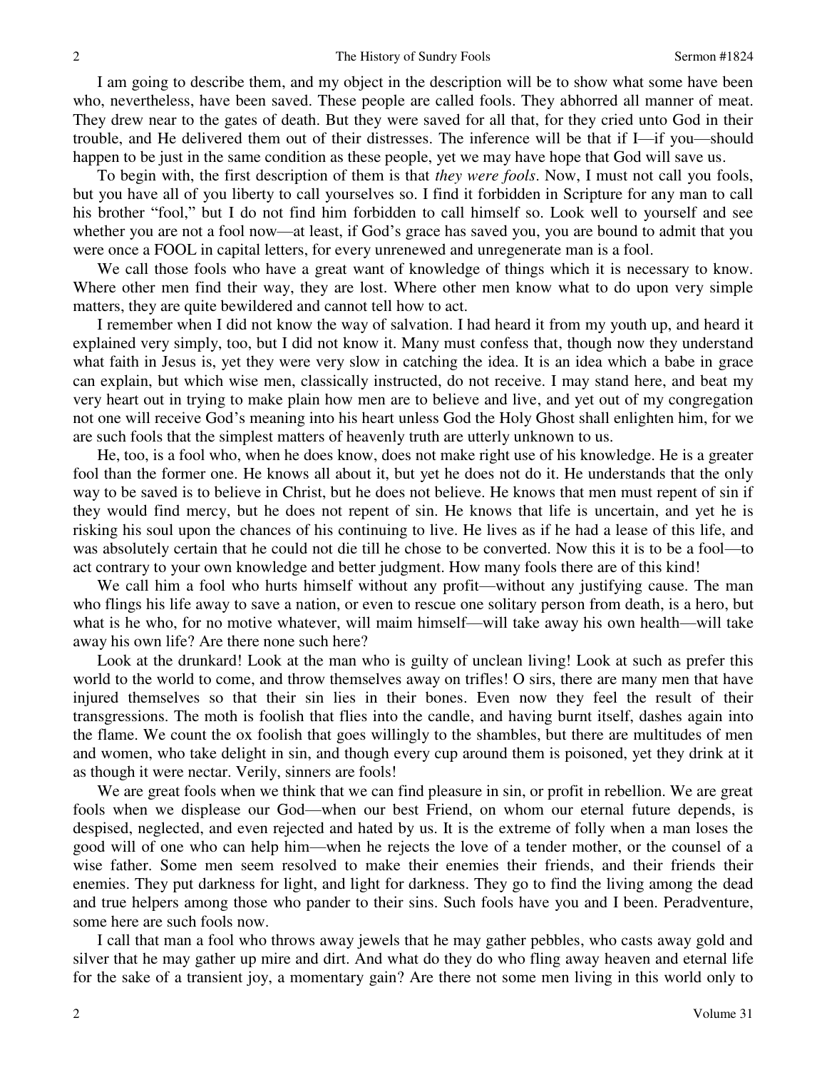I am going to describe them, and my object in the description will be to show what some have been who, nevertheless, have been saved. These people are called fools. They abhorred all manner of meat. They drew near to the gates of death. But they were saved for all that, for they cried unto God in their trouble, and He delivered them out of their distresses. The inference will be that if I—if you—should happen to be just in the same condition as these people, yet we may have hope that God will save us.

To begin with, the first description of them is that *they were fools*. Now, I must not call you fools, but you have all of you liberty to call yourselves so. I find it forbidden in Scripture for any man to call his brother "fool," but I do not find him forbidden to call himself so. Look well to yourself and see whether you are not a fool now—at least, if God's grace has saved you, you are bound to admit that you were once a FOOL in capital letters, for every unrenewed and unregenerate man is a fool.

We call those fools who have a great want of knowledge of things which it is necessary to know. Where other men find their way, they are lost. Where other men know what to do upon very simple matters, they are quite bewildered and cannot tell how to act.

I remember when I did not know the way of salvation. I had heard it from my youth up, and heard it explained very simply, too, but I did not know it. Many must confess that, though now they understand what faith in Jesus is, yet they were very slow in catching the idea. It is an idea which a babe in grace can explain, but which wise men, classically instructed, do not receive. I may stand here, and beat my very heart out in trying to make plain how men are to believe and live, and yet out of my congregation not one will receive God's meaning into his heart unless God the Holy Ghost shall enlighten him, for we are such fools that the simplest matters of heavenly truth are utterly unknown to us.

He, too, is a fool who, when he does know, does not make right use of his knowledge. He is a greater fool than the former one. He knows all about it, but yet he does not do it. He understands that the only way to be saved is to believe in Christ, but he does not believe. He knows that men must repent of sin if they would find mercy, but he does not repent of sin. He knows that life is uncertain, and yet he is risking his soul upon the chances of his continuing to live. He lives as if he had a lease of this life, and was absolutely certain that he could not die till he chose to be converted. Now this it is to be a fool—to act contrary to your own knowledge and better judgment. How many fools there are of this kind!

We call him a fool who hurts himself without any profit—without any justifying cause. The man who flings his life away to save a nation, or even to rescue one solitary person from death, is a hero, but what is he who, for no motive whatever, will maim himself—will take away his own health—will take away his own life? Are there none such here?

Look at the drunkard! Look at the man who is guilty of unclean living! Look at such as prefer this world to the world to come, and throw themselves away on trifles! O sirs, there are many men that have injured themselves so that their sin lies in their bones. Even now they feel the result of their transgressions. The moth is foolish that flies into the candle, and having burnt itself, dashes again into the flame. We count the ox foolish that goes willingly to the shambles, but there are multitudes of men and women, who take delight in sin, and though every cup around them is poisoned, yet they drink at it as though it were nectar. Verily, sinners are fools!

We are great fools when we think that we can find pleasure in sin, or profit in rebellion. We are great fools when we displease our God—when our best Friend, on whom our eternal future depends, is despised, neglected, and even rejected and hated by us. It is the extreme of folly when a man loses the good will of one who can help him—when he rejects the love of a tender mother, or the counsel of a wise father. Some men seem resolved to make their enemies their friends, and their friends their enemies. They put darkness for light, and light for darkness. They go to find the living among the dead and true helpers among those who pander to their sins. Such fools have you and I been. Peradventure, some here are such fools now.

I call that man a fool who throws away jewels that he may gather pebbles, who casts away gold and silver that he may gather up mire and dirt. And what do they do who fling away heaven and eternal life for the sake of a transient joy, a momentary gain? Are there not some men living in this world only to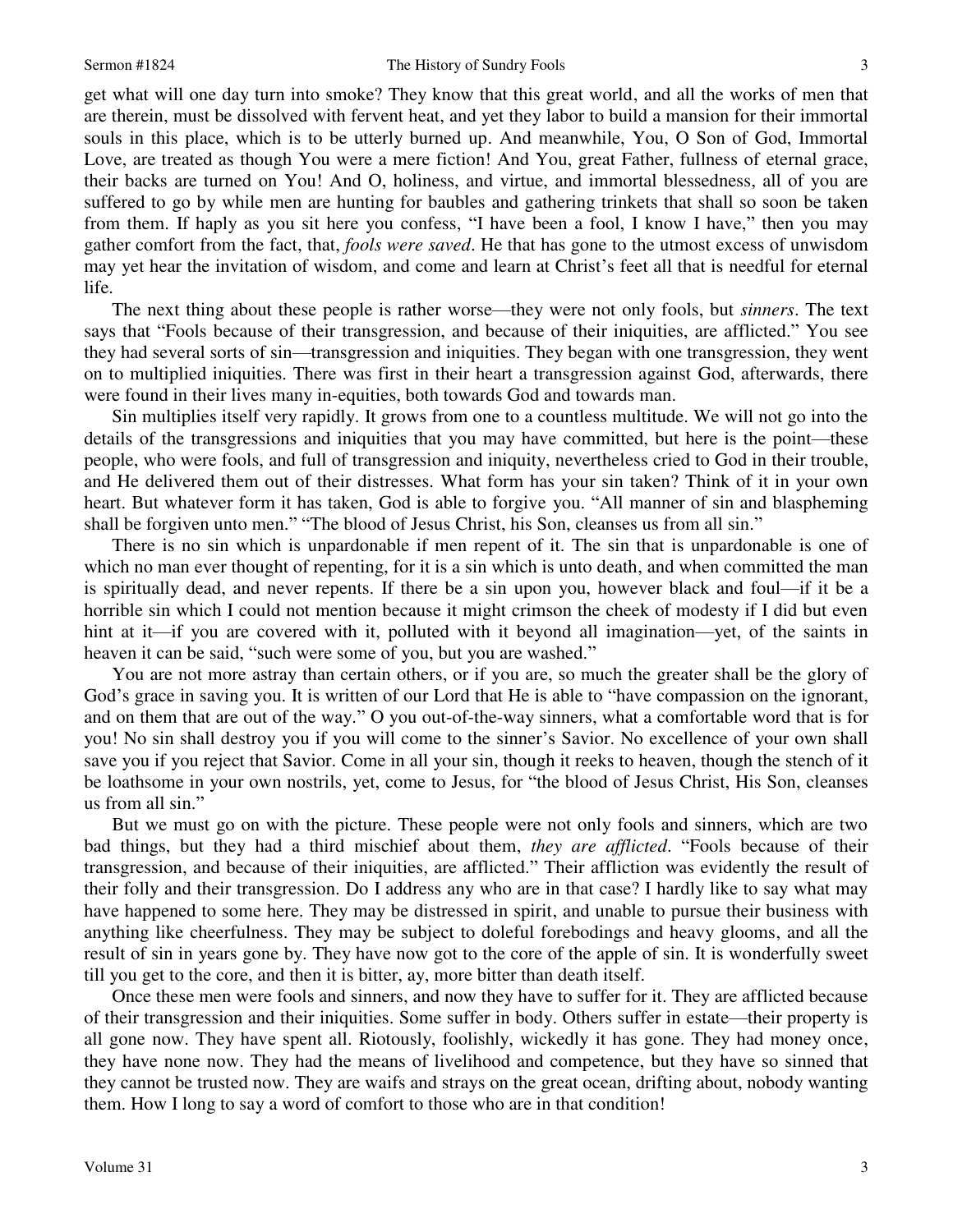get what will one day turn into smoke? They know that this great world, and all the works of men that are therein, must be dissolved with fervent heat, and yet they labor to build a mansion for their immortal souls in this place, which is to be utterly burned up. And meanwhile, You, O Son of God, Immortal Love, are treated as though You were a mere fiction! And You, great Father, fullness of eternal grace, their backs are turned on You! And O, holiness, and virtue, and immortal blessedness, all of you are suffered to go by while men are hunting for baubles and gathering trinkets that shall so soon be taken from them. If haply as you sit here you confess, "I have been a fool, I know I have," then you may gather comfort from the fact, that, *fools were saved*. He that has gone to the utmost excess of unwisdom may yet hear the invitation of wisdom, and come and learn at Christ's feet all that is needful for eternal life.

The next thing about these people is rather worse—they were not only fools, but *sinners*. The text says that "Fools because of their transgression, and because of their iniquities, are afflicted." You see they had several sorts of sin—transgression and iniquities. They began with one transgression, they went on to multiplied iniquities. There was first in their heart a transgression against God, afterwards, there were found in their lives many in-equities, both towards God and towards man.

Sin multiplies itself very rapidly. It grows from one to a countless multitude. We will not go into the details of the transgressions and iniquities that you may have committed, but here is the point—these people, who were fools, and full of transgression and iniquity, nevertheless cried to God in their trouble, and He delivered them out of their distresses. What form has your sin taken? Think of it in your own heart. But whatever form it has taken, God is able to forgive you. "All manner of sin and blaspheming shall be forgiven unto men." "The blood of Jesus Christ, his Son, cleanses us from all sin."

There is no sin which is unpardonable if men repent of it. The sin that is unpardonable is one of which no man ever thought of repenting, for it is a sin which is unto death, and when committed the man is spiritually dead, and never repents. If there be a sin upon you, however black and foul—if it be a horrible sin which I could not mention because it might crimson the cheek of modesty if I did but even hint at it—if you are covered with it, polluted with it beyond all imagination—yet, of the saints in heaven it can be said, "such were some of you, but you are washed."

You are not more astray than certain others, or if you are, so much the greater shall be the glory of God's grace in saving you. It is written of our Lord that He is able to "have compassion on the ignorant, and on them that are out of the way." O you out-of-the-way sinners, what a comfortable word that is for you! No sin shall destroy you if you will come to the sinner's Savior. No excellence of your own shall save you if you reject that Savior. Come in all your sin, though it reeks to heaven, though the stench of it be loathsome in your own nostrils, yet, come to Jesus, for "the blood of Jesus Christ, His Son, cleanses us from all sin."

But we must go on with the picture. These people were not only fools and sinners, which are two bad things, but they had a third mischief about them, *they are afflicted*. "Fools because of their transgression, and because of their iniquities, are afflicted." Their affliction was evidently the result of their folly and their transgression. Do I address any who are in that case? I hardly like to say what may have happened to some here. They may be distressed in spirit, and unable to pursue their business with anything like cheerfulness. They may be subject to doleful forebodings and heavy glooms, and all the result of sin in years gone by. They have now got to the core of the apple of sin. It is wonderfully sweet till you get to the core, and then it is bitter, ay, more bitter than death itself.

Once these men were fools and sinners, and now they have to suffer for it. They are afflicted because of their transgression and their iniquities. Some suffer in body. Others suffer in estate—their property is all gone now. They have spent all. Riotously, foolishly, wickedly it has gone. They had money once, they have none now. They had the means of livelihood and competence, but they have so sinned that they cannot be trusted now. They are waifs and strays on the great ocean, drifting about, nobody wanting them. How I long to say a word of comfort to those who are in that condition!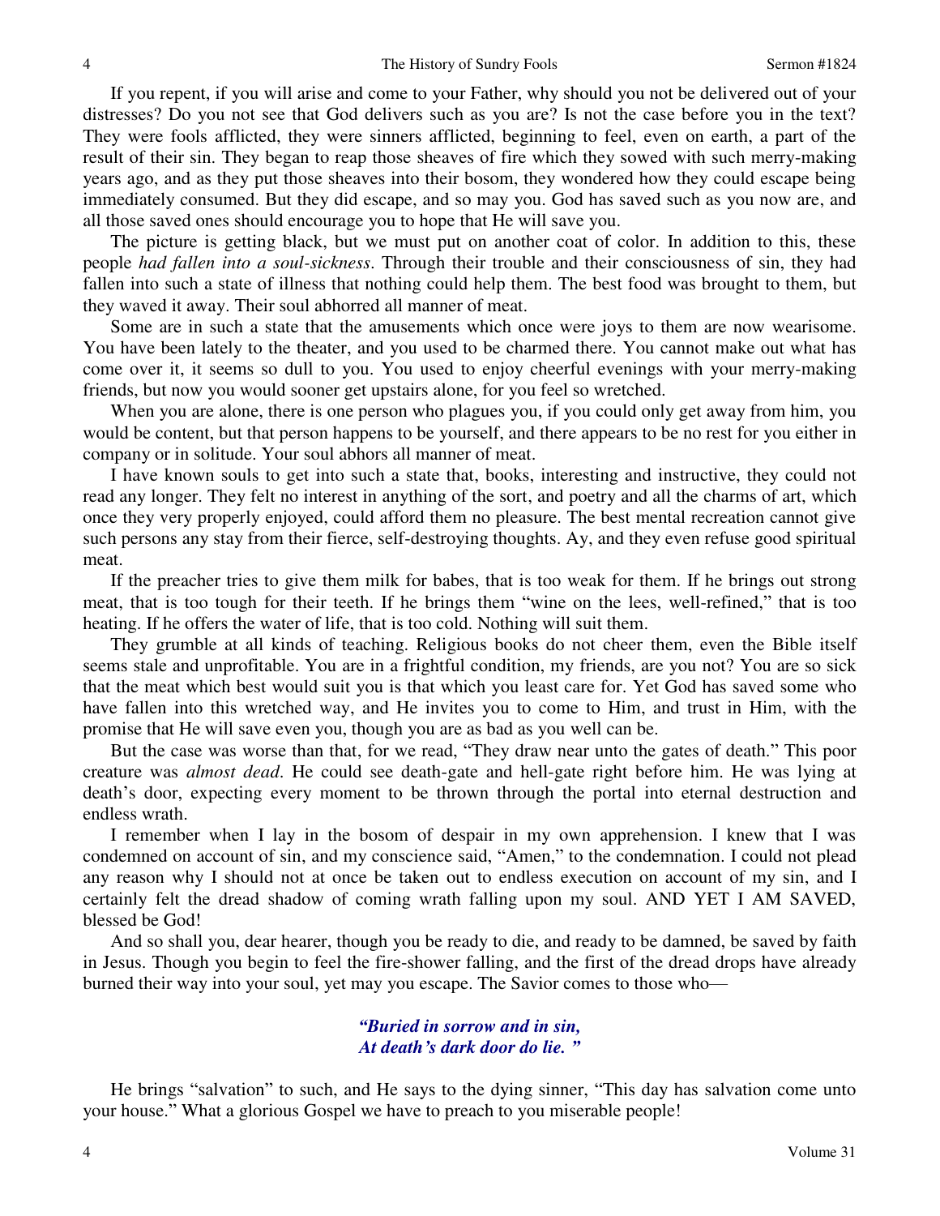If you repent, if you will arise and come to your Father, why should you not be delivered out of your distresses? Do you not see that God delivers such as you are? Is not the case before you in the text? They were fools afflicted, they were sinners afflicted, beginning to feel, even on earth, a part of the result of their sin. They began to reap those sheaves of fire which they sowed with such merry-making years ago, and as they put those sheaves into their bosom, they wondered how they could escape being immediately consumed. But they did escape, and so may you. God has saved such as you now are, and all those saved ones should encourage you to hope that He will save you.

The picture is getting black, but we must put on another coat of color. In addition to this, these people *had fallen into a soul-sickness*. Through their trouble and their consciousness of sin, they had fallen into such a state of illness that nothing could help them. The best food was brought to them, but they waved it away. Their soul abhorred all manner of meat.

Some are in such a state that the amusements which once were joys to them are now wearisome. You have been lately to the theater, and you used to be charmed there. You cannot make out what has come over it, it seems so dull to you. You used to enjoy cheerful evenings with your merry-making friends, but now you would sooner get upstairs alone, for you feel so wretched.

When you are alone, there is one person who plagues you, if you could only get away from him, you would be content, but that person happens to be yourself, and there appears to be no rest for you either in company or in solitude. Your soul abhors all manner of meat.

I have known souls to get into such a state that, books, interesting and instructive, they could not read any longer. They felt no interest in anything of the sort, and poetry and all the charms of art, which once they very properly enjoyed, could afford them no pleasure. The best mental recreation cannot give such persons any stay from their fierce, self-destroying thoughts. Ay, and they even refuse good spiritual meat.

If the preacher tries to give them milk for babes, that is too weak for them. If he brings out strong meat, that is too tough for their teeth. If he brings them "wine on the lees, well-refined," that is too heating. If he offers the water of life, that is too cold. Nothing will suit them.

They grumble at all kinds of teaching. Religious books do not cheer them, even the Bible itself seems stale and unprofitable. You are in a frightful condition, my friends, are you not? You are so sick that the meat which best would suit you is that which you least care for. Yet God has saved some who have fallen into this wretched way, and He invites you to come to Him, and trust in Him, with the promise that He will save even you, though you are as bad as you well can be.

But the case was worse than that, for we read, "They draw near unto the gates of death." This poor creature was *almost dead*. He could see death-gate and hell-gate right before him. He was lying at death's door, expecting every moment to be thrown through the portal into eternal destruction and endless wrath.

I remember when I lay in the bosom of despair in my own apprehension. I knew that I was condemned on account of sin, and my conscience said, "Amen," to the condemnation. I could not plead any reason why I should not at once be taken out to endless execution on account of my sin, and I certainly felt the dread shadow of coming wrath falling upon my soul. AND YET I AM SAVED, blessed be God!

And so shall you, dear hearer, though you be ready to die, and ready to be damned, be saved by faith in Jesus. Though you begin to feel the fire-shower falling, and the first of the dread drops have already burned their way into your soul, yet may you escape. The Savior comes to those who—

> ***"Buried in sorrow and in sin,***
> ***At death's dark door do lie. "***

He brings "salvation" to such, and He says to the dying sinner, "This day has salvation come unto your house." What a glorious Gospel we have to preach to you miserable people!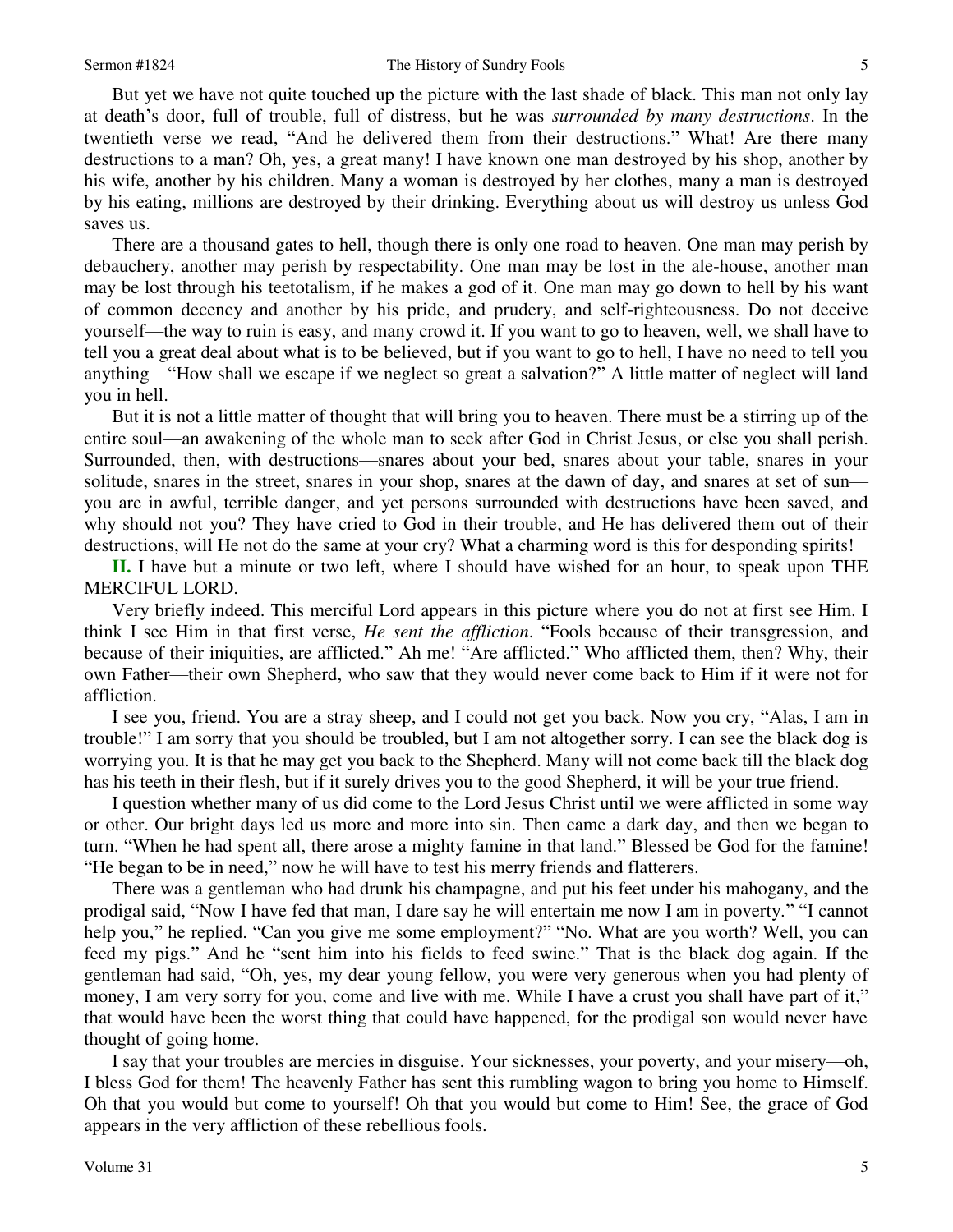But yet we have not quite touched up the picture with the last shade of black. This man not only lay at death's door, full of trouble, full of distress, but he was *surrounded by many destructions*. In the twentieth verse we read, "And he delivered them from their destructions." What! Are there many destructions to a man? Oh, yes, a great many! I have known one man destroyed by his shop, another by his wife, another by his children. Many a woman is destroyed by her clothes, many a man is destroyed by his eating, millions are destroyed by their drinking. Everything about us will destroy us unless God saves us.

There are a thousand gates to hell, though there is only one road to heaven. One man may perish by debauchery, another may perish by respectability. One man may be lost in the ale-house, another man may be lost through his teetotalism, if he makes a god of it. One man may go down to hell by his want of common decency and another by his pride, and prudery, and self-righteousness. Do not deceive yourself—the way to ruin is easy, and many crowd it. If you want to go to heaven, well, we shall have to tell you a great deal about what is to be believed, but if you want to go to hell, I have no need to tell you anything—"How shall we escape if we neglect so great a salvation?" A little matter of neglect will land you in hell.

But it is not a little matter of thought that will bring you to heaven. There must be a stirring up of the entire soul—an awakening of the whole man to seek after God in Christ Jesus, or else you shall perish. Surrounded, then, with destructions—snares about your bed, snares about your table, snares in your solitude, snares in the street, snares in your shop, snares at the dawn of day, and snares at set of sun—you are in awful, terrible danger, and yet persons surrounded with destructions have been saved, and why should not you? They have cried to God in their trouble, and He has delivered them out of their destructions, will He not do the same at your cry? What a charming word is this for desponding spirits!

**II.** I have but a minute or two left, where I should have wished for an hour, to speak upon THE MERCIFUL LORD.

Very briefly indeed. This merciful Lord appears in this picture where you do not at first see Him. I think I see Him in that first verse, *He sent the affliction*. "Fools because of their transgression, and because of their iniquities, are afflicted." Ah me! "Are afflicted." Who afflicted them, then? Why, their own Father—their own Shepherd, who saw that they would never come back to Him if it were not for affliction.

I see you, friend. You are a stray sheep, and I could not get you back. Now you cry, "Alas, I am in trouble!" I am sorry that you should be troubled, but I am not altogether sorry. I can see the black dog is worrying you. It is that he may get you back to the Shepherd. Many will not come back till the black dog has his teeth in their flesh, but if it surely drives you to the good Shepherd, it will be your true friend.

I question whether many of us did come to the Lord Jesus Christ until we were afflicted in some way or other. Our bright days led us more and more into sin. Then came a dark day, and then we began to turn. "When he had spent all, there arose a mighty famine in that land." Blessed be God for the famine! "He began to be in need," now he will have to test his merry friends and flatterers.

There was a gentleman who had drunk his champagne, and put his feet under his mahogany, and the prodigal said, "Now I have fed that man, I dare say he will entertain me now I am in poverty." "I cannot help you," he replied. "Can you give me some employment?" "No. What are you worth? Well, you can feed my pigs." And he "sent him into his fields to feed swine." That is the black dog again. If the gentleman had said, "Oh, yes, my dear young fellow, you were very generous when you had plenty of money, I am very sorry for you, come and live with me. While I have a crust you shall have part of it," that would have been the worst thing that could have happened, for the prodigal son would never have thought of going home.

I say that your troubles are mercies in disguise. Your sicknesses, your poverty, and your misery—oh, I bless God for them! The heavenly Father has sent this rumbling wagon to bring you home to Himself. Oh that you would but come to yourself! Oh that you would but come to Him! See, the grace of God appears in the very affliction of these rebellious fools.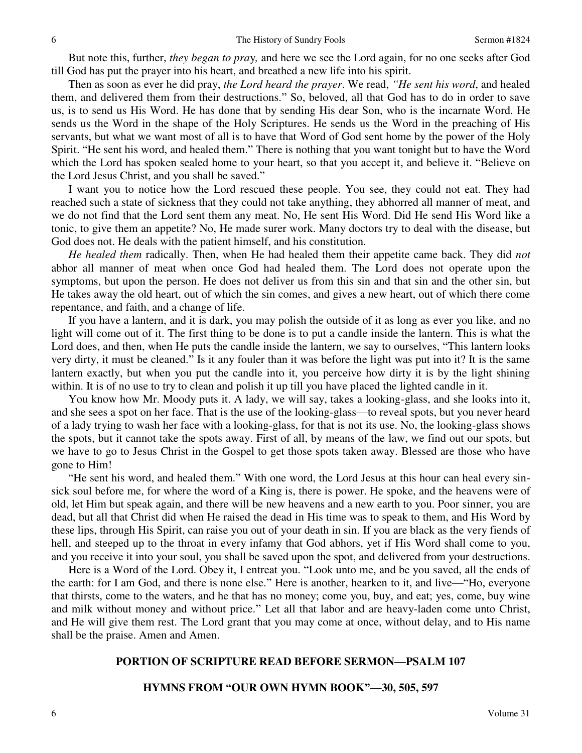But note this, further, *they began to pray,* and here we see the Lord again, for no one seeks after God till God has put the prayer into his heart, and breathed a new life into his spirit.

Then as soon as ever he did pray, *the Lord heard the prayer*. We read, *"He sent his word*, and healed them, and delivered them from their destructions." So, beloved, all that God has to do in order to save us, is to send us His Word. He has done that by sending His dear Son, who is the incarnate Word. He sends us the Word in the shape of the Holy Scriptures. He sends us the Word in the preaching of His servants, but what we want most of all is to have that Word of God sent home by the power of the Holy Spirit. "He sent his word, and healed them." There is nothing that you want tonight but to have the Word which the Lord has spoken sealed home to your heart, so that you accept it, and believe it. "Believe on the Lord Jesus Christ, and you shall be saved."

I want you to notice how the Lord rescued these people. You see, they could not eat. They had reached such a state of sickness that they could not take anything, they abhorred all manner of meat, and we do not find that the Lord sent them any meat. No, He sent His Word. Did He send His Word like a tonic, to give them an appetite? No, He made surer work. Many doctors try to deal with the disease, but God does not. He deals with the patient himself, and his constitution.

*He healed them* radically. Then, when He had healed them their appetite came back. They did *not* abhor all manner of meat when once God had healed them. The Lord does not operate upon the symptoms, but upon the person. He does not deliver us from this sin and that sin and the other sin, but He takes away the old heart, out of which the sin comes, and gives a new heart, out of which there come repentance, and faith, and a change of life.

If you have a lantern, and it is dark, you may polish the outside of it as long as ever you like, and no light will come out of it. The first thing to be done is to put a candle inside the lantern. This is what the Lord does, and then, when He puts the candle inside the lantern, we say to ourselves, "This lantern looks very dirty, it must be cleaned." Is it any fouler than it was before the light was put into it? It is the same lantern exactly, but when you put the candle into it, you perceive how dirty it is by the light shining within. It is of no use to try to clean and polish it up till you have placed the lighted candle in it.

You know how Mr. Moody puts it. A lady, we will say, takes a looking-glass, and she looks into it, and she sees a spot on her face. That is the use of the looking-glass—to reveal spots, but you never heard of a lady trying to wash her face with a looking-glass, for that is not its use. No, the looking-glass shows the spots, but it cannot take the spots away. First of all, by means of the law, we find out our spots, but we have to go to Jesus Christ in the Gospel to get those spots taken away. Blessed are those who have gone to Him!

"He sent his word, and healed them." With one word, the Lord Jesus at this hour can heal every sin-sick soul before me, for where the word of a King is, there is power. He spoke, and the heavens were of old, let Him but speak again, and there will be new heavens and a new earth to you. Poor sinner, you are dead, but all that Christ did when He raised the dead in His time was to speak to them, and His Word by these lips, through His Spirit, can raise you out of your death in sin. If you are black as the very fiends of hell, and steeped up to the throat in every infamy that God abhors, yet if His Word shall come to you, and you receive it into your soul, you shall be saved upon the spot, and delivered from your destructions.

Here is a Word of the Lord. Obey it, I entreat you. "Look unto me, and be you saved, all the ends of the earth: for I am God, and there is none else." Here is another, hearken to it, and live—"Ho, everyone that thirsts, come to the waters, and he that has no money; come you, buy, and eat; yes, come, buy wine and milk without money and without price." Let all that labor and are heavy-laden come unto Christ, and He will give them rest. The Lord grant that you may come at once, without delay, and to His name shall be the praise. Amen and Amen.

**PORTION OF SCRIPTURE READ BEFORE SERMON—PSALM 107**

**HYMNS FROM "OUR OWN HYMN BOOK"—30, 505, 597**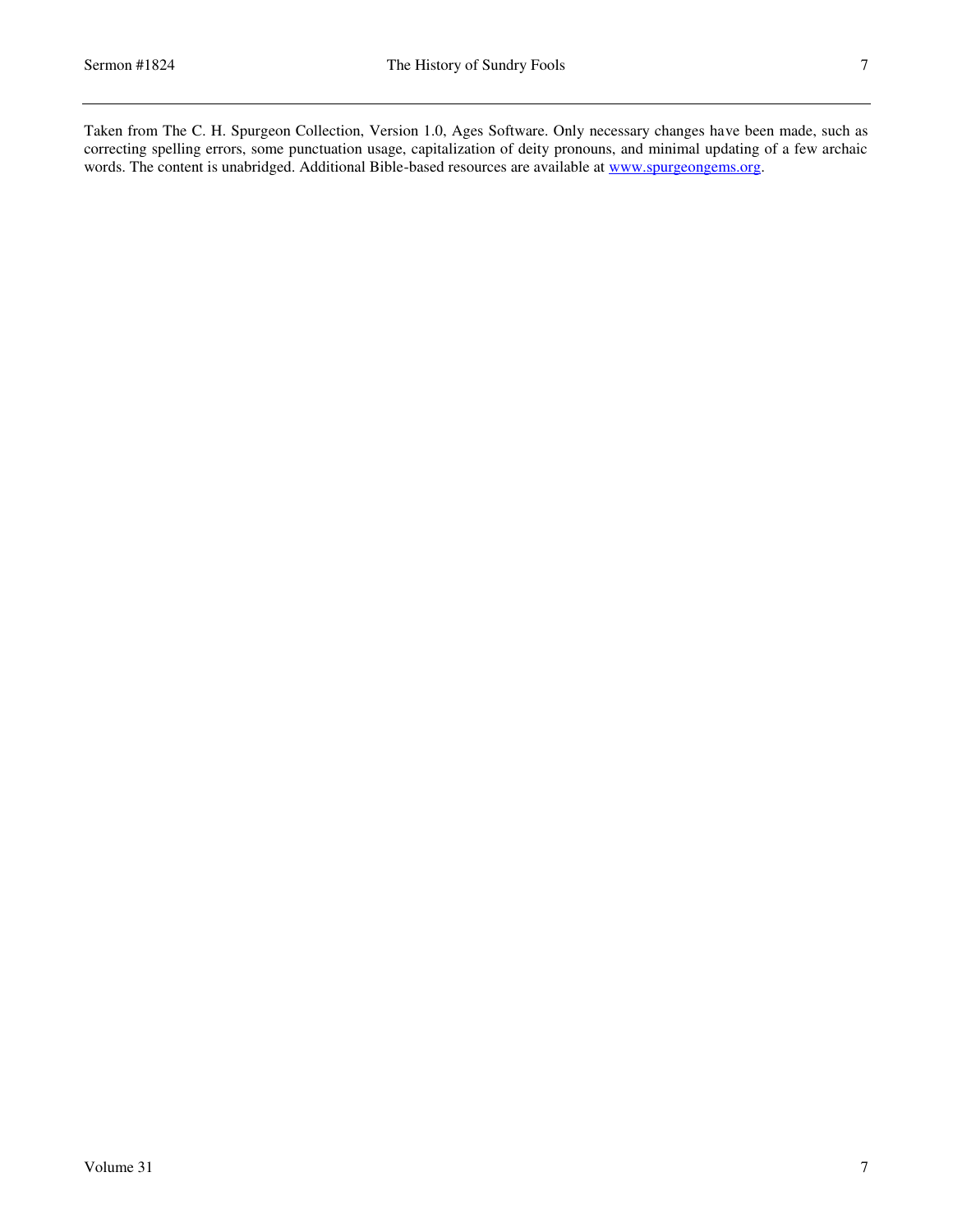Taken from The C. H. Spurgeon Collection, Version 1.0, Ages Software. Only necessary changes have been made, such as correcting spelling errors, some punctuation usage, capitalization of deity pronouns, and minimal updating of a few archaic words. The content is unabridged. Additional Bible-based resources are available at [www.spurgeongems.org](http://www.spurgeongems.org).